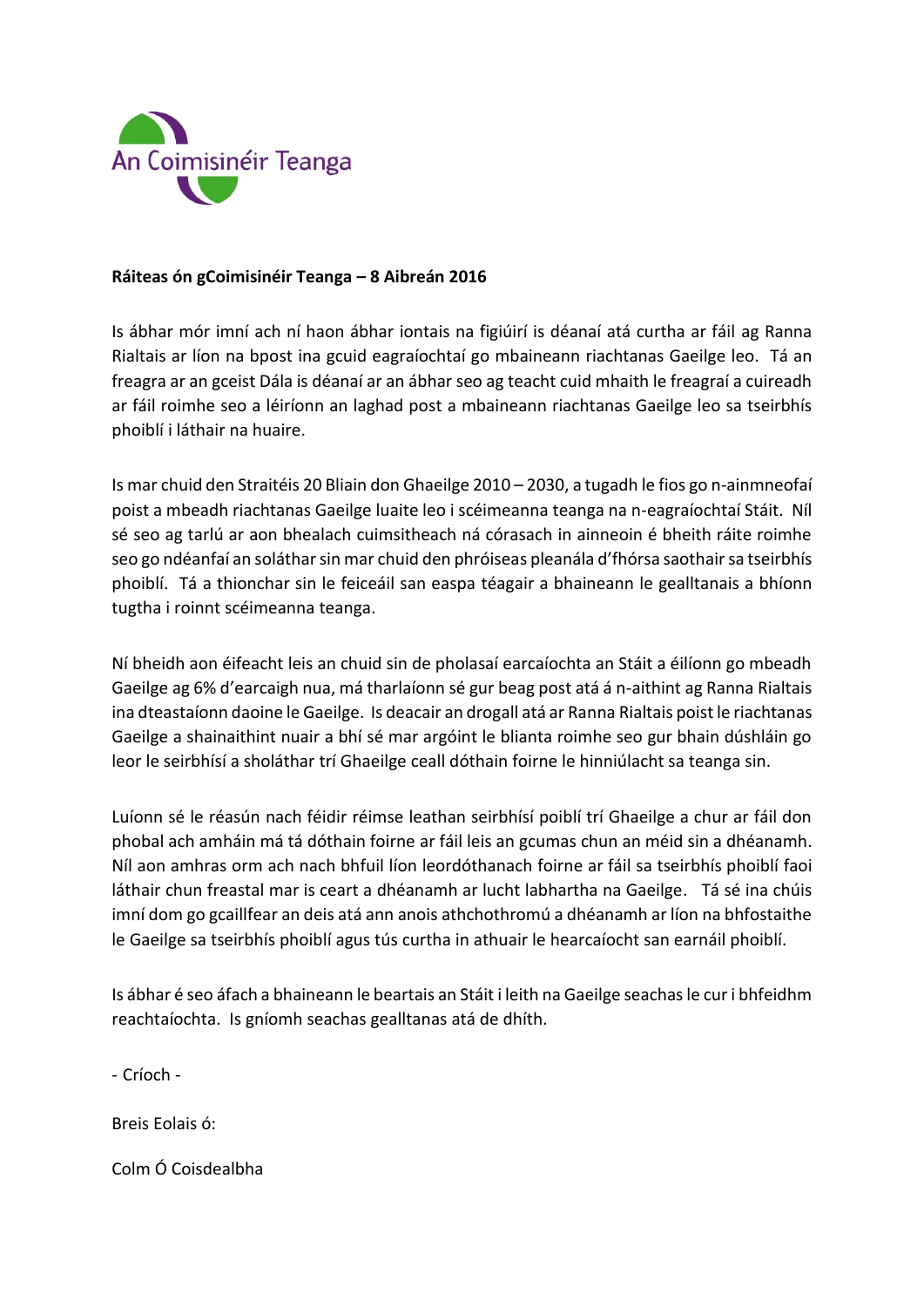An Coimisinéir Teanga

**Ráiteas ón gCoimisinéir Teanga – 8 Aibreán 2016**

Is ábhar mór imní ach ní haon ábhar iontais na figiúirí is déanaí atá curtha ar fáil ag Ranna Rialtais ar líon na bpost ina gcuid eagraíochtaí go mbaineann riachtanas Gaeilge leo. Tá an freagra ar an gceist Dála is déanaí ar an ábhar seo ag teacht cuid mhaith le freagraí a cuireadh ar fáil roimhe seo a léiríonn an laghad post a mbaineann riachtanas Gaeilge leo sa tseirbhís phoiblí i láthair na huaire.

Is mar chuid den Straitéis 20 Bliain don Ghaeilge 2010 – 2030, a tugadh le fios go n-ainmneofaí poist a mbeadh riachtanas Gaeilge luaite leo i scéimeanna teanga na n-eagraíochtaí Stáit. Níl sé seo ag tarlú ar aon bhealach cuimsitheach ná córasach in ainneoin é bheith ráite roimhe seo go ndéanfaí an soláthar sin mar chuid den phróiseas pleanála d'fhórsa saothair sa tseirbhís phoiblí. Tá a thionchar sin le feiceáil san easpa téagair a bhaineann le gealltanais a bhíonn tugtha i roinnt scéimeanna teanga.

Ní bheidh aon éifeacht leis an chuid sin de pholasaí earcaíochta an Stáit a éilíonn go mbeadh Gaeilge ag 6% d'earcaigh nua, má tharlaíonn sé gur beag post atá á n-aithint ag Ranna Rialtais ina dteastaíonn daoine le Gaeilge. Is deacair an drogall atá ar Ranna Rialtais poist le riachtanas Gaeilge a shainaithint nuair a bhí sé mar argóint le blianta roimhe seo gur bhain dúshláin go leor le seirbhísí a sholáthar trí Ghaeilge ceall dóthain foirne le hinniúlacht sa teanga sin.

Luíonn sé le réasún nach féidir réimse leathan seirbhísí poiblí trí Ghaeilge a chur ar fáil don phobal ach amháin má tá dóthain foirne ar fáil leis an gcumas chun an méid sin a dhéanamh. Níl aon amhras orm ach nach bhfuil líon leordóthanach foirne ar fáil sa tseirbhís phoiblí faoi láthair chun freastal mar is ceart a dhéanamh ar lucht labhartha na Gaeilge. Tá sé ina chúis imní dom go gcaillfear an deis atá ann anois athchothromú a dhéanamh ar líon na bhfostaithe le Gaeilge sa tseirbhís phoiblí agus tús curtha in athuair le hearcaíocht san earnáil phoiblí.

Is ábhar é seo áfach a bhaineann le beartais an Stáit i leith na Gaeilge seachas le cur i bhfeidhm reachtaíochta. Is gníomh seachas gealltanas atá de dhíth.

- Críoch -

Breis Eolais ó:

Colm Ó Coisdealbha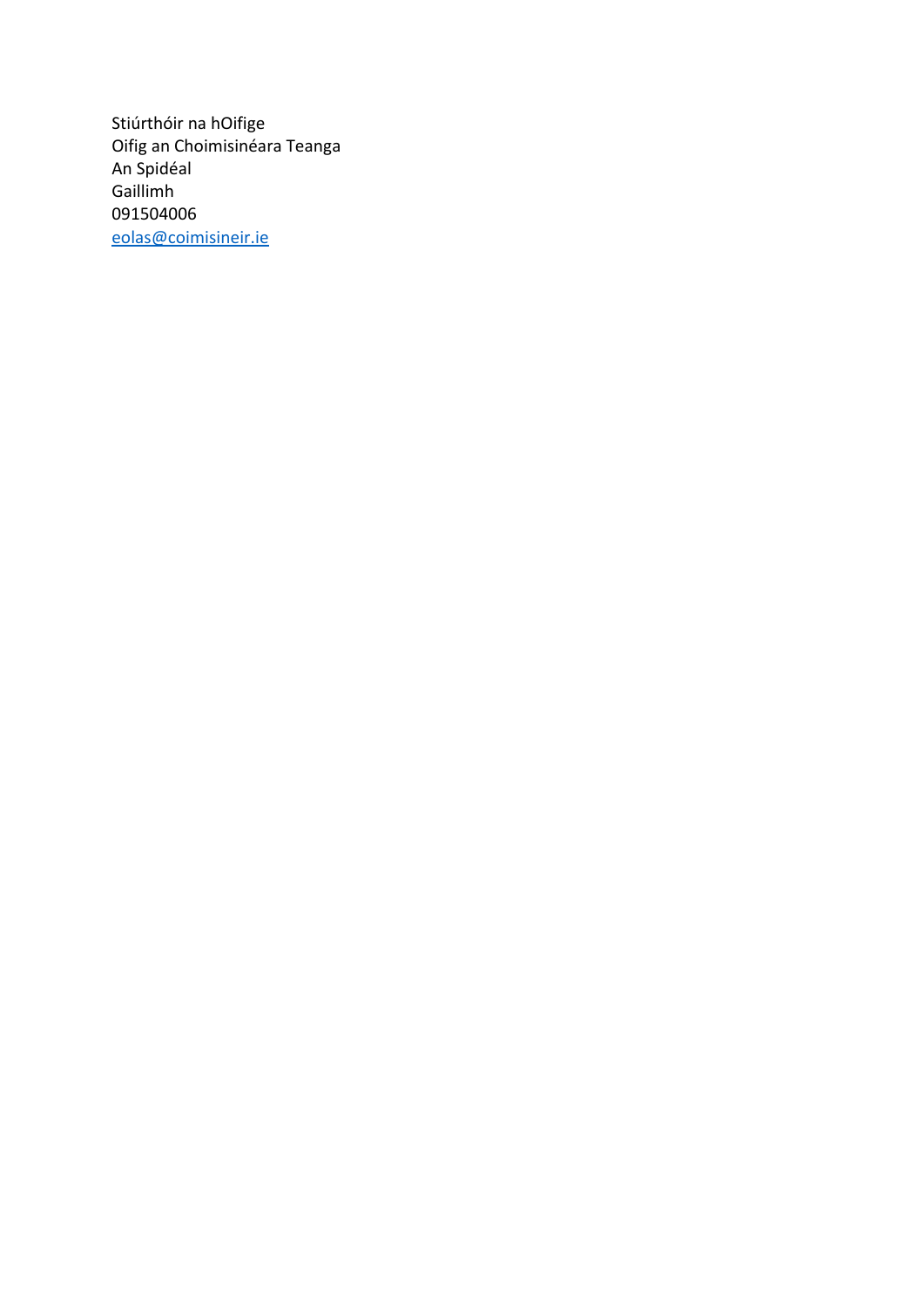Stiúrthóir na hOifige
Oifig an Choimisinéara Teanga
An Spidéal
Gaillimh
091504006
eolas@coimisineir.ie